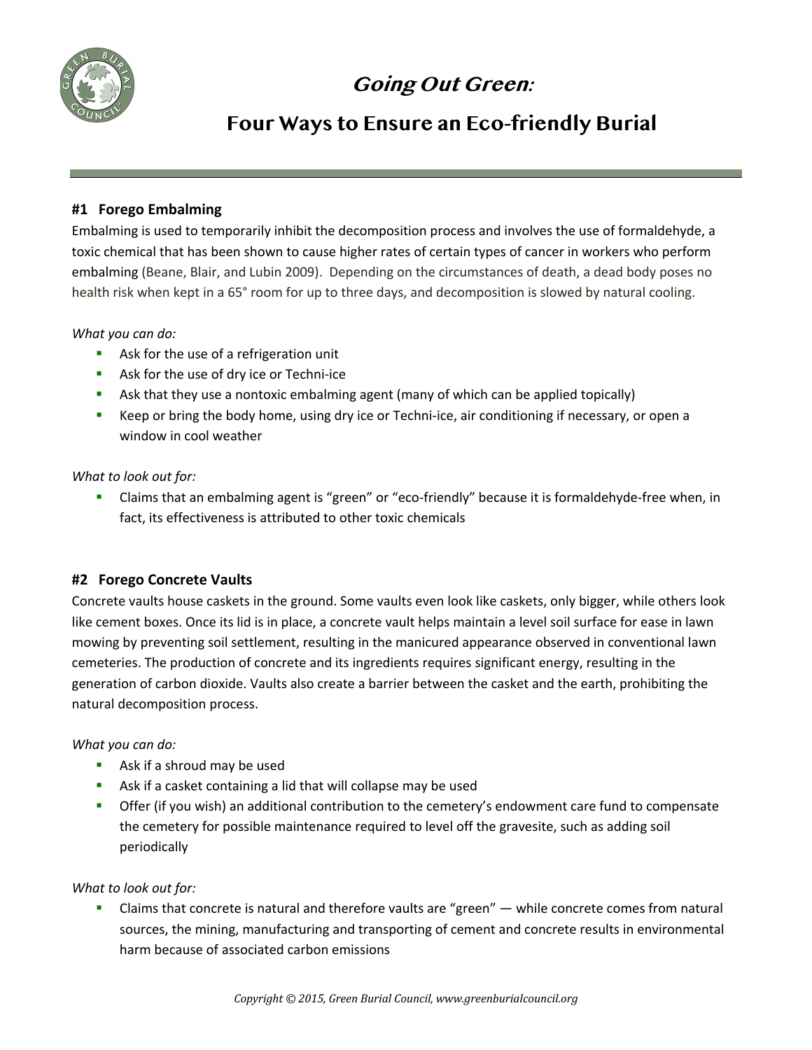# *Going Out Green:*

## Four Ways to Ensure an Eco-friendly Burial

### #1 Forego Embalming

Embalming is used to temporarily inhibit the decomposition process and involves the use of formaldehyde, a toxic chemical that has been shown to cause higher rates of certain types of cancer in workers who perform embalming (Beane, Blair, and Lubin 2009). Depending on the circumstances of death, a dead body poses no health risk when kept in a 65° room for up to three days, and decomposition is slowed by natural cooling.

*What you can do:*

- Ask for the use of a refrigeration unit
- Ask for the use of dry ice or Techni-ice
- Ask that they use a nontoxic embalming agent (many of which can be applied topically)
- Keep or bring the body home, using dry ice or Techni-ice, air conditioning if necessary, or open a window in cool weather

*What to look out for:*

- Claims that an embalming agent is "green" or "eco-friendly" because it is formaldehyde-free when, in fact, its effectiveness is attributed to other toxic chemicals

### #2 Forego Concrete Vaults

Concrete vaults house caskets in the ground. Some vaults even look like caskets, only bigger, while others look like cement boxes. Once its lid is in place, a concrete vault helps maintain a level soil surface for ease in lawn mowing by preventing soil settlement, resulting in the manicured appearance observed in conventional lawn cemeteries. The production of concrete and its ingredients requires significant energy, resulting in the generation of carbon dioxide. Vaults also create a barrier between the casket and the earth, prohibiting the natural decomposition process.

*What you can do:*

- Ask if a shroud may be used
- Ask if a casket containing a lid that will collapse may be used
- Offer (if you wish) an additional contribution to the cemetery's endowment care fund to compensate the cemetery for possible maintenance required to level off the gravesite, such as adding soil periodically

*What to look out for:*

- Claims that concrete is natural and therefore vaults are "green" — while concrete comes from natural sources, the mining, manufacturing and transporting of cement and concrete results in environmental harm because of associated carbon emissions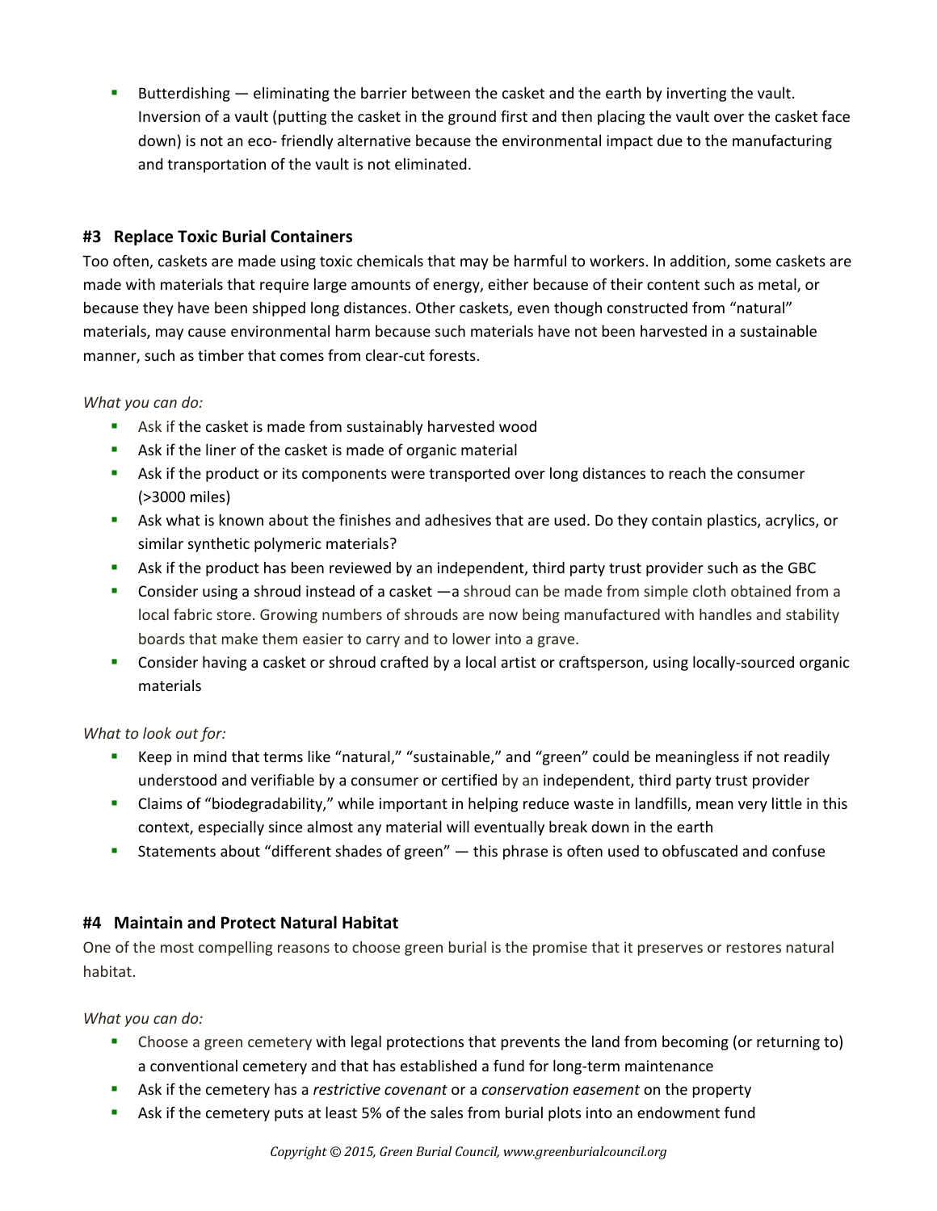- Butterdishing — eliminating the barrier between the casket and the earth by inverting the vault. Inversion of a vault (putting the casket in the ground first and then placing the vault over the casket face down) is not an eco- friendly alternative because the environmental impact due to the manufacturing and transportation of the vault is not eliminated.

### #3 Replace Toxic Burial Containers

Too often, caskets are made using toxic chemicals that may be harmful to workers. In addition, some caskets are made with materials that require large amounts of energy, either because of their content such as metal, or because they have been shipped long distances. Other caskets, even though constructed from "natural" materials, may cause environmental harm because such materials have not been harvested in a sustainable manner, such as timber that comes from clear-cut forests.

*What you can do:*

- Ask if the casket is made from sustainably harvested wood
- Ask if the liner of the casket is made of organic material
- Ask if the product or its components were transported over long distances to reach the consumer (>3000 miles)
- Ask what is known about the finishes and adhesives that are used. Do they contain plastics, acrylics, or similar synthetic polymeric materials?
- Ask if the product has been reviewed by an independent, third party trust provider such as the GBC
- Consider using a shroud instead of a casket —a shroud can be made from simple cloth obtained from a local fabric store. Growing numbers of shrouds are now being manufactured with handles and stability boards that make them easier to carry and to lower into a grave.
- Consider having a casket or shroud crafted by a local artist or craftsperson, using locally-sourced organic materials

*What to look out for:*

- Keep in mind that terms like "natural," "sustainable," and "green" could be meaningless if not readily understood and verifiable by a consumer or certified by an independent, third party trust provider
- Claims of "biodegradability," while important in helping reduce waste in landfills, mean very little in this context, especially since almost any material will eventually break down in the earth
- Statements about "different shades of green" — this phrase is often used to obfuscated and confuse

### #4 Maintain and Protect Natural Habitat

One of the most compelling reasons to choose green burial is the promise that it preserves or restores natural habitat.

*What you can do:*

- Choose a green cemetery with legal protections that prevents the land from becoming (or returning to) a conventional cemetery and that has established a fund for long-term maintenance
- Ask if the cemetery has a *restrictive covenant* or a *conservation easement* on the property
- Ask if the cemetery puts at least 5% of the sales from burial plots into an endowment fund

*Copyright © 2015, Green Burial Council, www.greenburialcouncil.org*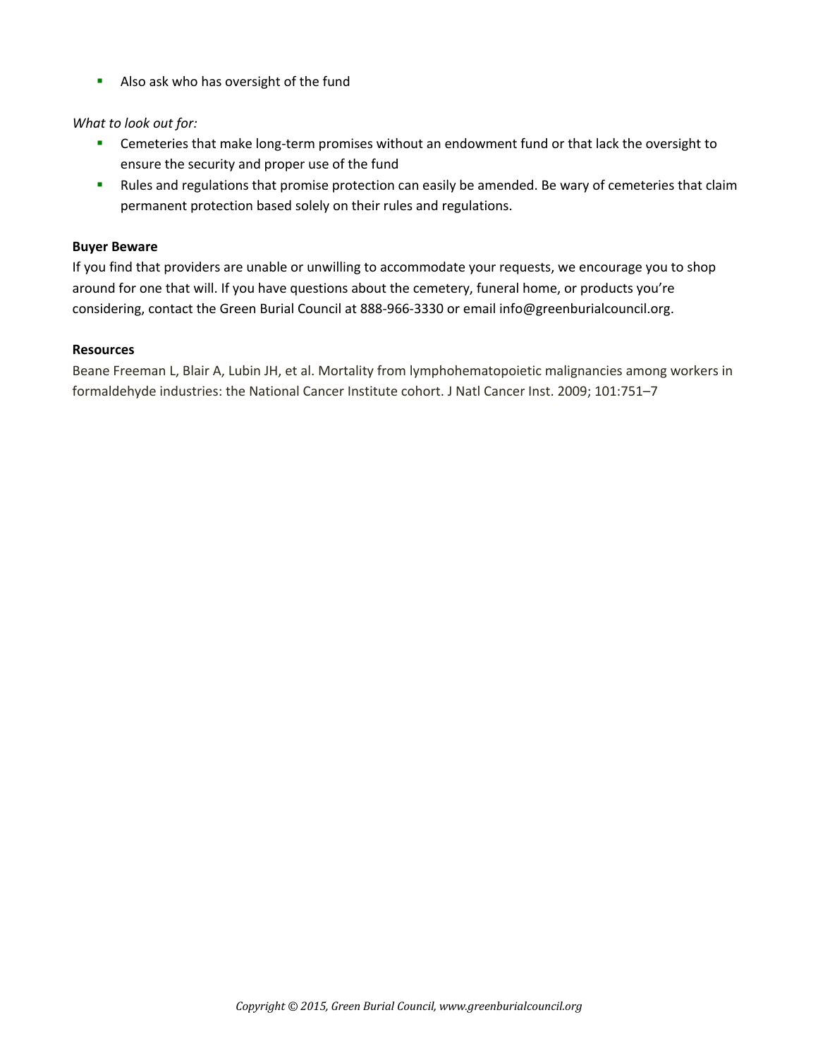- Also ask who has oversight of the fund

*What to look out for:*

- Cemeteries that make long-term promises without an endowment fund or that lack the oversight to ensure the security and proper use of the fund
- Rules and regulations that promise protection can easily be amended. Be wary of cemeteries that claim permanent protection based solely on their rules and regulations.

**Buyer Beware**

If you find that providers are unable or unwilling to accommodate your requests, we encourage you to shop around for one that will. If you have questions about the cemetery, funeral home, or products you're considering, contact the Green Burial Council at 888-966-3330 or email info@greenburialcouncil.org.

**Resources**

Beane Freeman L, Blair A, Lubin JH, et al. Mortality from lymphohematopoietic malignancies among workers in formaldehyde industries: the National Cancer Institute cohort. J Natl Cancer Inst. 2009; 101:751–7

*Copyright © 2015, Green Burial Council, www.greenburialcouncil.org*